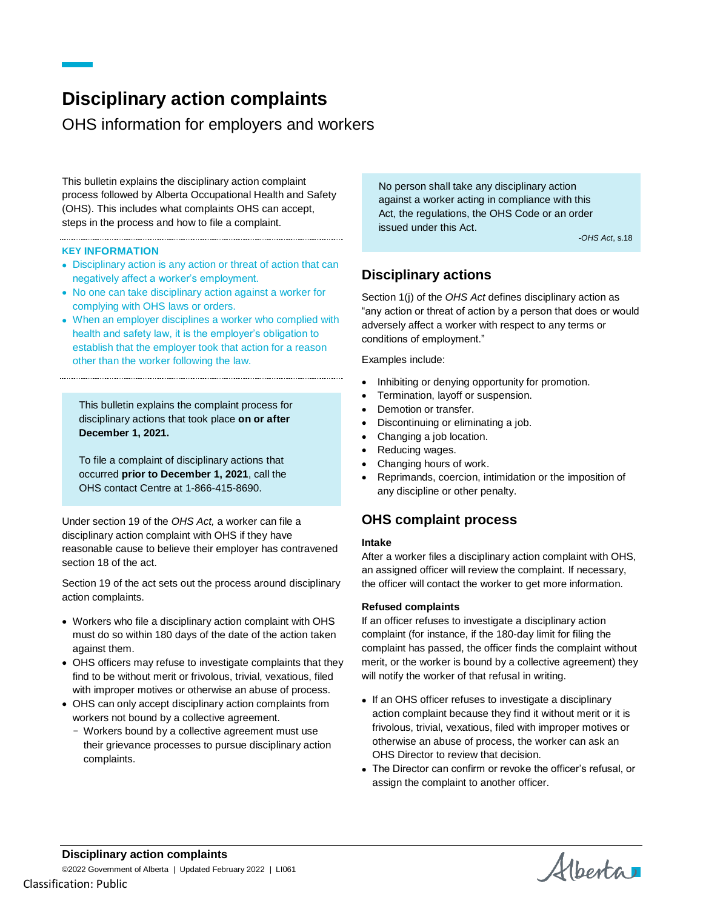# Disciplinary action complaints

OHS information for employers and workers

This bulletin explains the disciplinary action complaint process followed by Alberta Occupational Health and Safety (OHS). This includes what complaints OHS can accept, steps in the process and how to file a complaint.

**KEY INFORMATION**

- Disciplinary action is any action or threat of action that can negatively affect a worker's employment.
- No one can take disciplinary action against a worker for complying with OHS laws or orders.
- When an employer disciplines a worker who complied with health and safety law, it is the employer's obligation to establish that the employer took that action for a reason other than the worker following the law.

This bulletin explains the complaint process for disciplinary actions that took place **on or after December 1, 2021.**

To file a complaint of disciplinary actions that occurred **prior to December 1, 2021**, call the OHS contact Centre at 1-866-415-8690.

Under section 19 of the *OHS Act,* a worker can file a disciplinary action complaint with OHS if they have reasonable cause to believe their employer has contravened section 18 of the act.

Section 19 of the act sets out the process around disciplinary action complaints.

- Workers who file a disciplinary action complaint with OHS must do so within 180 days of the date of the action taken against them.
- OHS officers may refuse to investigate complaints that they find to be without merit or frivolous, trivial, vexatious, filed with improper motives or otherwise an abuse of process.
- OHS can only accept disciplinary action complaints from workers not bound by a collective agreement.
  - Workers bound by a collective agreement must use their grievance processes to pursue disciplinary action complaints.

> No person shall take any disciplinary action against a worker acting in compliance with this Act, the regulations, the OHS Code or an order issued under this Act.
>
> -*OHS Act*, s.18

## Disciplinary actions

Section 1(j) of the *OHS Act* defines disciplinary action as "any action or threat of action by a person that does or would adversely affect a worker with respect to any terms or conditions of employment."

Examples include:

- Inhibiting or denying opportunity for promotion.
- Termination, layoff or suspension.
- Demotion or transfer.
- Discontinuing or eliminating a job.
- Changing a job location.
- Reducing wages.
- Changing hours of work.
- Reprimands, coercion, intimidation or the imposition of any discipline or other penalty.

## OHS complaint process

### Intake

After a worker files a disciplinary action complaint with OHS, an assigned officer will review the complaint. If necessary, the officer will contact the worker to get more information.

### Refused complaints

If an officer refuses to investigate a disciplinary action complaint (for instance, if the 180-day limit for filing the complaint has passed, the officer finds the complaint without merit, or the worker is bound by a collective agreement) they will notify the worker of that refusal in writing.

- If an OHS officer refuses to investigate a disciplinary action complaint because they find it without merit or it is frivolous, trivial, vexatious, filed with improper motives or otherwise an abuse of process, the worker can ask an OHS Director to review that decision.
- The Director can confirm or revoke the officer's refusal, or assign the complaint to another officer.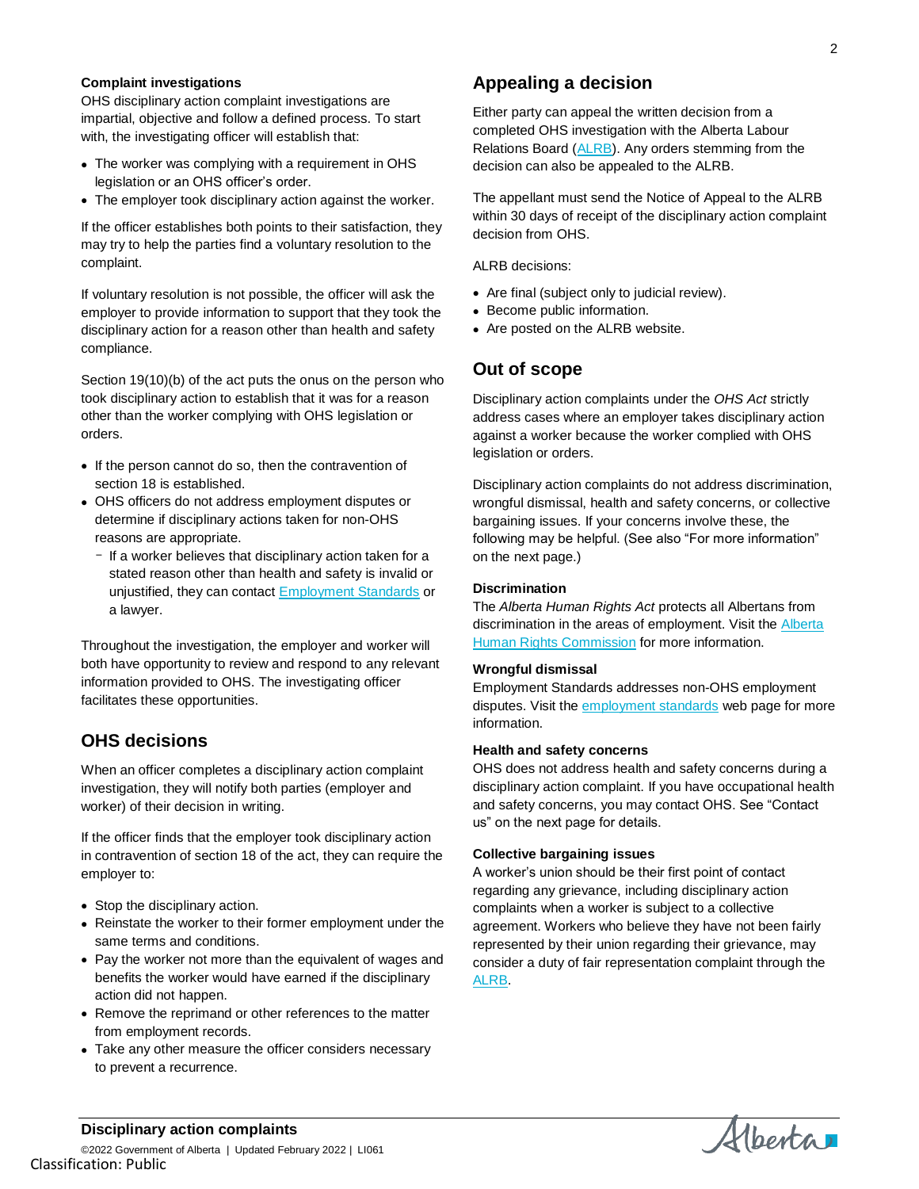### Complaint investigations

OHS disciplinary action complaint investigations are impartial, objective and follow a defined process. To start with, the investigating officer will establish that:

- The worker was complying with a requirement in OHS legislation or an OHS officer's order.
- The employer took disciplinary action against the worker.

If the officer establishes both points to their satisfaction, they may try to help the parties find a voluntary resolution to the complaint.

If voluntary resolution is not possible, the officer will ask the employer to provide information to support that they took the disciplinary action for a reason other than health and safety compliance.

Section 19(10)(b) of the act puts the onus on the person who took disciplinary action to establish that it was for a reason other than the worker complying with OHS legislation or orders.

- If the person cannot do so, then the contravention of section 18 is established.
- OHS officers do not address employment disputes or determine if disciplinary actions taken for non-OHS reasons are appropriate.
  - If a worker believes that disciplinary action taken for a stated reason other than health and safety is invalid or unjustified, they can contact [Employment Standards]() or a lawyer.

Throughout the investigation, the employer and worker will both have opportunity to review and respond to any relevant information provided to OHS. The investigating officer facilitates these opportunities.

## OHS decisions

When an officer completes a disciplinary action complaint investigation, they will notify both parties (employer and worker) of their decision in writing.

If the officer finds that the employer took disciplinary action in contravention of section 18 of the act, they can require the employer to:

- Stop the disciplinary action.
- Reinstate the worker to their former employment under the same terms and conditions.
- Pay the worker not more than the equivalent of wages and benefits the worker would have earned if the disciplinary action did not happen.
- Remove the reprimand or other references to the matter from employment records.
- Take any other measure the officer considers necessary to prevent a recurrence.

## Appealing a decision

Either party can appeal the written decision from a completed OHS investigation with the Alberta Labour Relations Board ([ALRB]()). Any orders stemming from the decision can also be appealed to the ALRB.

The appellant must send the Notice of Appeal to the ALRB within 30 days of receipt of the disciplinary action complaint decision from OHS.

ALRB decisions:

- Are final (subject only to judicial review).
- Become public information.
- Are posted on the ALRB website.

## Out of scope

Disciplinary action complaints under the *OHS Act* strictly address cases where an employer takes disciplinary action against a worker because the worker complied with OHS legislation or orders.

Disciplinary action complaints do not address discrimination, wrongful dismissal, health and safety concerns, or collective bargaining issues. If your concerns involve these, the following may be helpful. (See also "For more information" on the next page.)

### Discrimination

The *Alberta Human Rights Act* protects all Albertans from discrimination in the areas of employment. Visit the [Alberta Human Rights Commission]() for more information.

### Wrongful dismissal

Employment Standards addresses non-OHS employment disputes. Visit the [employment standards]() web page for more information.

### Health and safety concerns

OHS does not address health and safety concerns during a disciplinary action complaint. If you have occupational health and safety concerns, you may contact OHS. See "Contact us" on the next page for details.

### Collective bargaining issues

A worker's union should be their first point of contact regarding any grievance, including disciplinary action complaints when a worker is subject to a collective agreement. Workers who believe they have not been fairly represented by their union regarding their grievance, may consider a duty of fair representation complaint through the [ALRB]().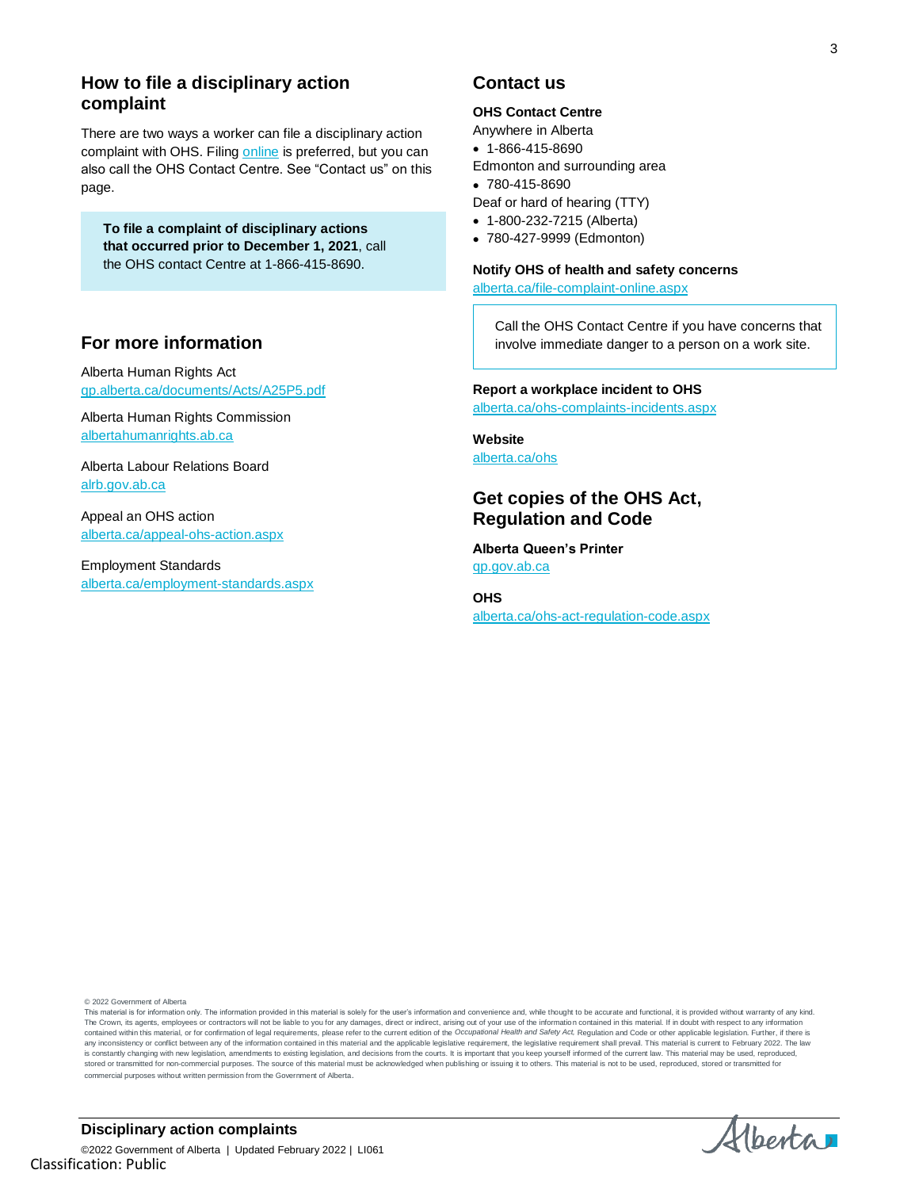## How to file a disciplinary action complaint

There are two ways a worker can file a disciplinary action complaint with OHS. Filing online is preferred, but you can also call the OHS Contact Centre. See "Contact us" on this page.

> **To file a complaint of disciplinary actions that occurred prior to December 1, 2021**, call the OHS contact Centre at 1-866-415-8690.

## For more information

Alberta Human Rights Act
qp.alberta.ca/documents/Acts/A25P5.pdf

Alberta Human Rights Commission
albertahumanrights.ab.ca

Alberta Labour Relations Board
alrb.gov.ab.ca

Appeal an OHS action
alberta.ca/appeal-ohs-action.aspx

Employment Standards
alberta.ca/employment-standards.aspx

## Contact us

**OHS Contact Centre**

Anywhere in Alberta

- 1-866-415-8690

Edmonton and surrounding area

- 780-415-8690

Deaf or hard of hearing (TTY)

- 1-800-232-7215 (Alberta)
- 780-427-9999 (Edmonton)

**Notify OHS of health and safety concerns**
alberta.ca/file-complaint-online.aspx

> Call the OHS Contact Centre if you have concerns that involve immediate danger to a person on a work site.

**Report a workplace incident to OHS**
alberta.ca/ohs-complaints-incidents.aspx

**Website**
alberta.ca/ohs

## Get copies of the OHS Act, Regulation and Code

**Alberta Queen's Printer**
qp.gov.ab.ca

**OHS**
alberta.ca/ohs-act-regulation-code.aspx

© 2022 Government of Alberta

This material is for information only. The information provided in this material is solely for the user's information and convenience and, while thought to be accurate and functional, it is provided without warranty of any kind. The Crown, its agents, employees or contractors will not be liable to you for any damages, direct or indirect, arising out of your use of the information contained in this material. If in doubt with respect to any information contained within this material, or for confirmation of legal requirements, please refer to the current edition of the *Occupational Health and Safety Act*, Regulation and Code or other applicable legislation. Further, if there is any inconsistency or conflict between any of the information contained in this material and the applicable legislative requirement, the legislative requirement shall prevail. This material is current to February 2022. The law is constantly changing with new legislation, amendments to existing legislation, and decisions from the courts. It is important that you keep yourself informed of the current law. This material may be used, reproduced, stored or transmitted for non-commercial purposes. The source of this material must be acknowledged when publishing or issuing it to others. This material is not to be used, reproduced, stored or transmitted for commercial purposes without written permission from the Government of Alberta.

**Disciplinary action complaints**

©2022 Government of Alberta | Updated February 2022 | LI061

Classification: Public